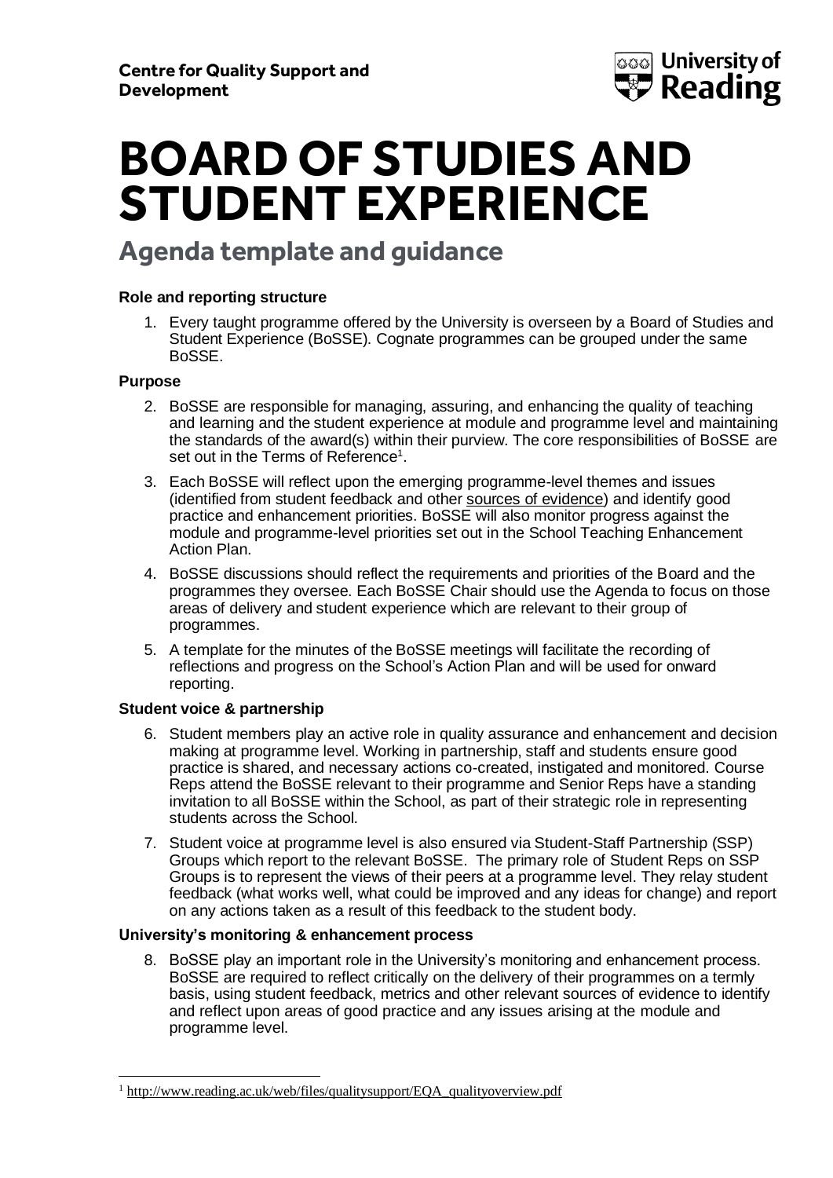**Centre for Quality Support and Development**

University of Reading

# BOARD OF STUDIES AND STUDENT EXPERIENCE

## Agenda template and guidance

### Role and reporting structure

1. Every taught programme offered by the University is overseen by a Board of Studies and Student Experience (BoSSE). Cognate programmes can be grouped under the same BoSSE.

### Purpose

2. BoSSE are responsible for managing, assuring, and enhancing the quality of teaching and learning and the student experience at module and programme level and maintaining the standards of the award(s) within their purview. The core responsibilities of BoSSE are set out in the Terms of Reference[1].
3. Each BoSSE will reflect upon the emerging programme-level themes and issues (identified from student feedback and other sources of evidence) and identify good practice and enhancement priorities. BoSSE will also monitor progress against the module and programme-level priorities set out in the School Teaching Enhancement Action Plan.
4. BoSSE discussions should reflect the requirements and priorities of the Board and the programmes they oversee. Each BoSSE Chair should use the Agenda to focus on those areas of delivery and student experience which are relevant to their group of programmes.
5. A template for the minutes of the BoSSE meetings will facilitate the recording of reflections and progress on the School's Action Plan and will be used for onward reporting.

### Student voice & partnership

6. Student members play an active role in quality assurance and enhancement and decision making at programme level. Working in partnership, staff and students ensure good practice is shared, and necessary actions co-created, instigated and monitored. Course Reps attend the BoSSE relevant to their programme and Senior Reps have a standing invitation to all BoSSE within the School, as part of their strategic role in representing students across the School.
7. Student voice at programme level is also ensured via Student-Staff Partnership (SSP) Groups which report to the relevant BoSSE. The primary role of Student Reps on SSP Groups is to represent the views of their peers at a programme level. They relay student feedback (what works well, what could be improved and any ideas for change) and report on any actions taken as a result of this feedback to the student body.

### University's monitoring & enhancement process

8. BoSSE play an important role in the University's monitoring and enhancement process. BoSSE are required to reflect critically on the delivery of their programmes on a termly basis, using student feedback, metrics and other relevant sources of evidence to identify and reflect upon areas of good practice and any issues arising at the module and programme level.

[1] http://www.reading.ac.uk/web/files/qualitysupport/EQA_qualityoverview.pdf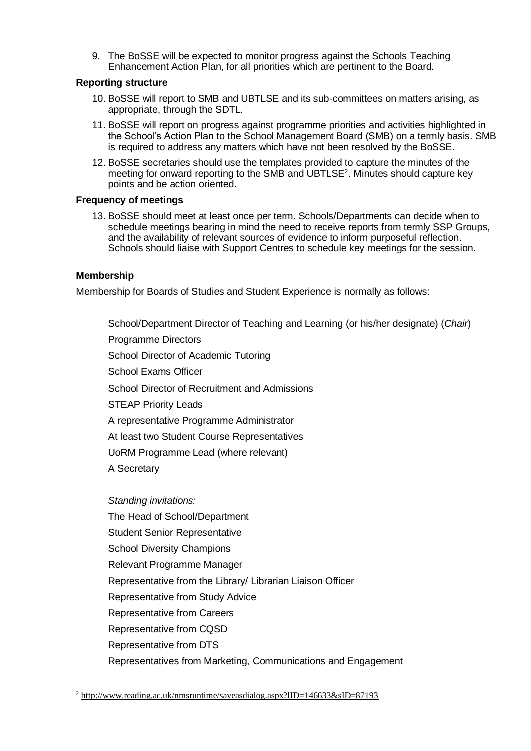9. The BoSSE will be expected to monitor progress against the Schools Teaching Enhancement Action Plan, for all priorities which are pertinent to the Board.

**Reporting structure**

10. BoSSE will report to SMB and UBTLSE and its sub-committees on matters arising, as appropriate, through the SDTL.
11. BoSSE will report on progress against programme priorities and activities highlighted in the School's Action Plan to the School Management Board (SMB) on a termly basis. SMB is required to address any matters which have not been resolved by the BoSSE.
12. BoSSE secretaries should use the templates provided to capture the minutes of the meeting for onward reporting to the SMB and UBTLSE[2]. Minutes should capture key points and be action oriented.

**Frequency of meetings**

13. BoSSE should meet at least once per term. Schools/Departments can decide when to schedule meetings bearing in mind the need to receive reports from termly SSP Groups, and the availability of relevant sources of evidence to inform purposeful reflection. Schools should liaise with Support Centres to schedule key meetings for the session.

**Membership**

Membership for Boards of Studies and Student Experience is normally as follows:

School/Department Director of Teaching and Learning (or his/her designate) (*Chair*)

Programme Directors

School Director of Academic Tutoring

School Exams Officer

School Director of Recruitment and Admissions

STEAP Priority Leads

A representative Programme Administrator

At least two Student Course Representatives

UoRM Programme Lead (where relevant)

A Secretary

*Standing invitations:*

The Head of School/Department

Student Senior Representative

School Diversity Champions

Relevant Programme Manager

Representative from the Library/ Librarian Liaison Officer

Representative from Study Advice

Representative from Careers

Representative from CQSD

Representative from DTS

Representatives from Marketing, Communications and Engagement

[2] http://www.reading.ac.uk/nmsruntime/saveasdialog.aspx?lID=146633&sID=87193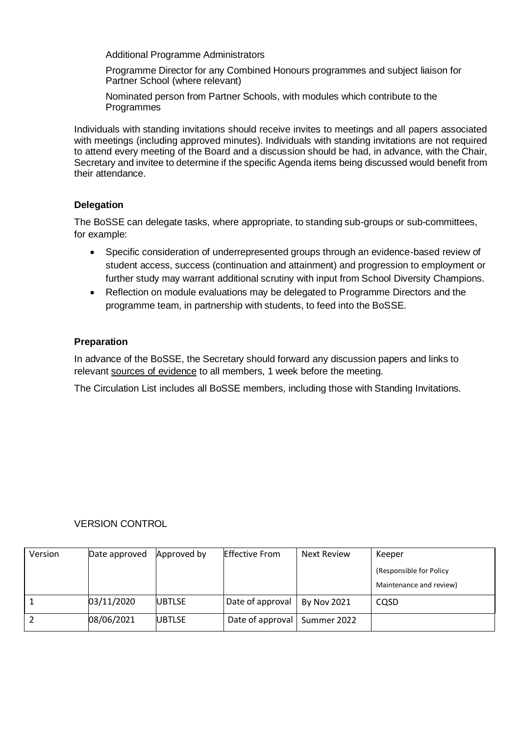Additional Programme Administrators

Programme Director for any Combined Honours programmes and subject liaison for Partner School (where relevant)

Nominated person from Partner Schools, with modules which contribute to the Programmes

Individuals with standing invitations should receive invites to meetings and all papers associated with meetings (including approved minutes). Individuals with standing invitations are not required to attend every meeting of the Board and a discussion should be had, in advance, with the Chair, Secretary and invitee to determine if the specific Agenda items being discussed would benefit from their attendance.

### Delegation

The BoSSE can delegate tasks, where appropriate, to standing sub-groups or sub-committees, for example:

- Specific consideration of underrepresented groups through an evidence-based review of student access, success (continuation and attainment) and progression to employment or further study may warrant additional scrutiny with input from School Diversity Champions.
- Reflection on module evaluations may be delegated to Programme Directors and the programme team, in partnership with students, to feed into the BoSSE.

### Preparation

In advance of the BoSSE, the Secretary should forward any discussion papers and links to relevant sources of evidence to all members, 1 week before the meeting.

The Circulation List includes all BoSSE members, including those with Standing Invitations.

VERSION CONTROL

| Version | Date approved | Approved by | Effective From | Next Review | Keeper (Responsible for Policy Maintenance and review) |
|---|---|---|---|---|---|
| 1 | 03/11/2020 | UBTLSE | Date of approval | By Nov 2021 | CQSD |
| 2 | 08/06/2021 | UBTLSE | Date of approval | Summer 2022 | |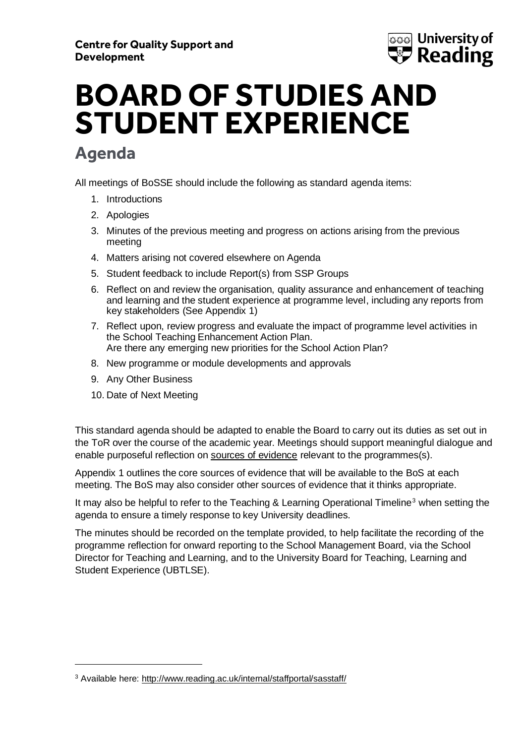**Centre for Quality Support and Development**

# BOARD OF STUDIES AND STUDENT EXPERIENCE

## Agenda

All meetings of BoSSE should include the following as standard agenda items:

1. Introductions
2. Apologies
3. Minutes of the previous meeting and progress on actions arising from the previous meeting
4. Matters arising not covered elsewhere on Agenda
5. Student feedback to include Report(s) from SSP Groups
6. Reflect on and review the organisation, quality assurance and enhancement of teaching and learning and the student experience at programme level, including any reports from key stakeholders (See Appendix 1)
7. Reflect upon, review progress and evaluate the impact of programme level activities in the School Teaching Enhancement Action Plan.
   Are there any emerging new priorities for the School Action Plan?
8. New programme or module developments and approvals
9. Any Other Business
10. Date of Next Meeting

This standard agenda should be adapted to enable the Board to carry out its duties as set out in the ToR over the course of the academic year. Meetings should support meaningful dialogue and enable purposeful reflection on sources of evidence relevant to the programmes(s).

Appendix 1 outlines the core sources of evidence that will be available to the BoS at each meeting. The BoS may also consider other sources of evidence that it thinks appropriate.

It may also be helpful to refer to the Teaching & Learning Operational Timeline[3] when setting the agenda to ensure a timely response to key University deadlines.

The minutes should be recorded on the template provided, to help facilitate the recording of the programme reflection for onward reporting to the School Management Board, via the School Director for Teaching and Learning, and to the University Board for Teaching, Learning and Student Experience (UBTLSE).

---

[3] Available here: http://www.reading.ac.uk/internal/staffportal/sasstaff/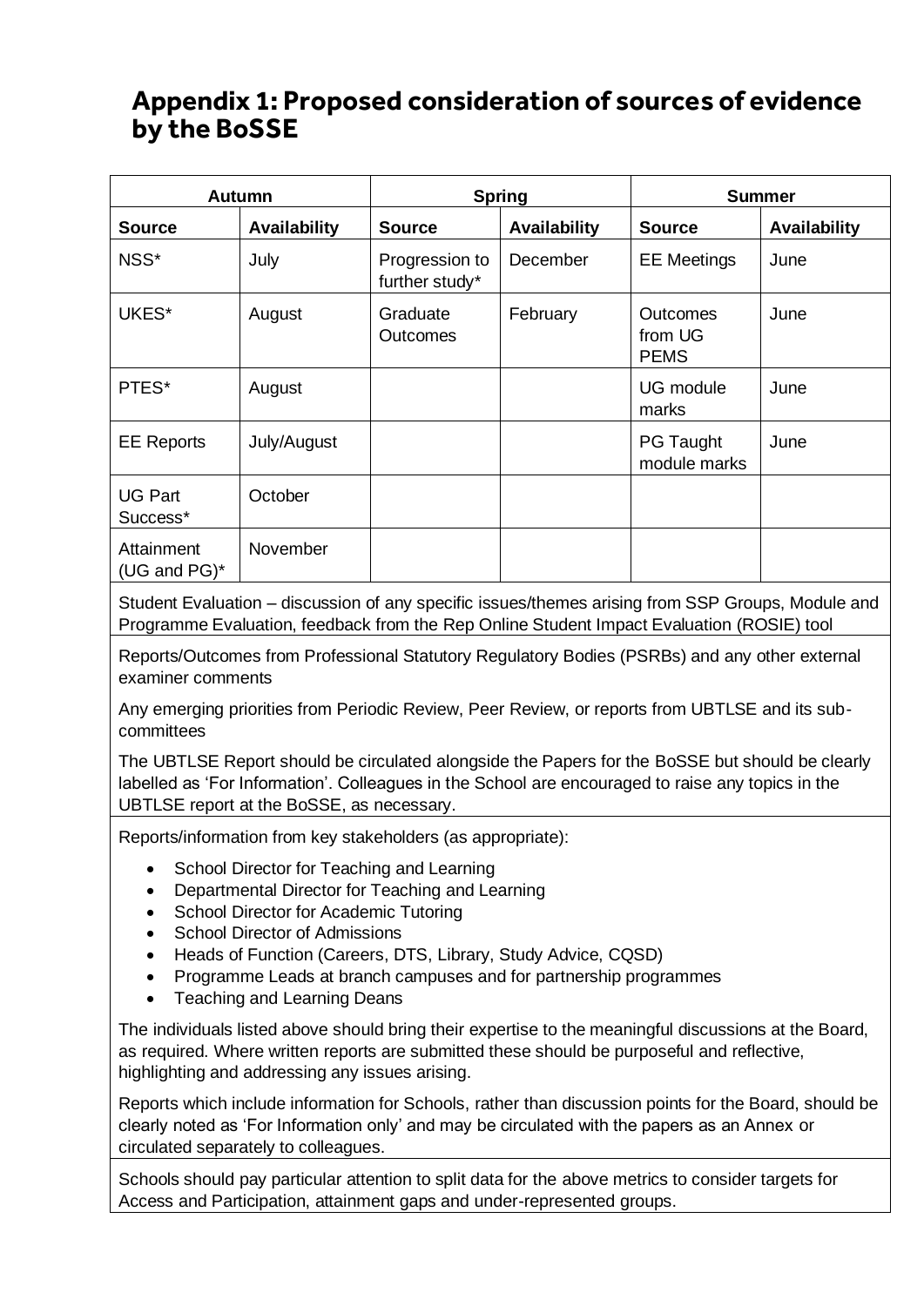# Appendix 1: Proposed consideration of sources of evidence by the BoSSE

| Autumn | | Spring | | Summer | |
|---|---|---|---|---|---|
| **Source** | **Availability** | **Source** | **Availability** | **Source** | **Availability** |
| NSS* | July | Progression to further study* | December | EE Meetings | June |
| UKES* | August | Graduate Outcomes | February | Outcomes from UG PEMS | June |
| PTES* | August | | | UG module marks | June |
| EE Reports | July/August | | | PG Taught module marks | June |
| UG Part Success* | October | | | | |
| Attainment (UG and PG)* | November | | | | |

Student Evaluation – discussion of any specific issues/themes arising from SSP Groups, Module and Programme Evaluation, feedback from the Rep Online Student Impact Evaluation (ROSIE) tool

Reports/Outcomes from Professional Statutory Regulatory Bodies (PSRBs) and any other external examiner comments

Any emerging priorities from Periodic Review, Peer Review, or reports from UBTLSE and its sub-committees

The UBTLSE Report should be circulated alongside the Papers for the BoSSE but should be clearly labelled as 'For Information'. Colleagues in the School are encouraged to raise any topics in the UBTLSE report at the BoSSE, as necessary.

Reports/information from key stakeholders (as appropriate):

- School Director for Teaching and Learning
- Departmental Director for Teaching and Learning
- School Director for Academic Tutoring
- School Director of Admissions
- Heads of Function (Careers, DTS, Library, Study Advice, CQSD)
- Programme Leads at branch campuses and for partnership programmes
- Teaching and Learning Deans

The individuals listed above should bring their expertise to the meaningful discussions at the Board, as required. Where written reports are submitted these should be purposeful and reflective, highlighting and addressing any issues arising.

Reports which include information for Schools, rather than discussion points for the Board, should be clearly noted as 'For Information only' and may be circulated with the papers as an Annex or circulated separately to colleagues.

Schools should pay particular attention to split data for the above metrics to consider targets for Access and Participation, attainment gaps and under-represented groups.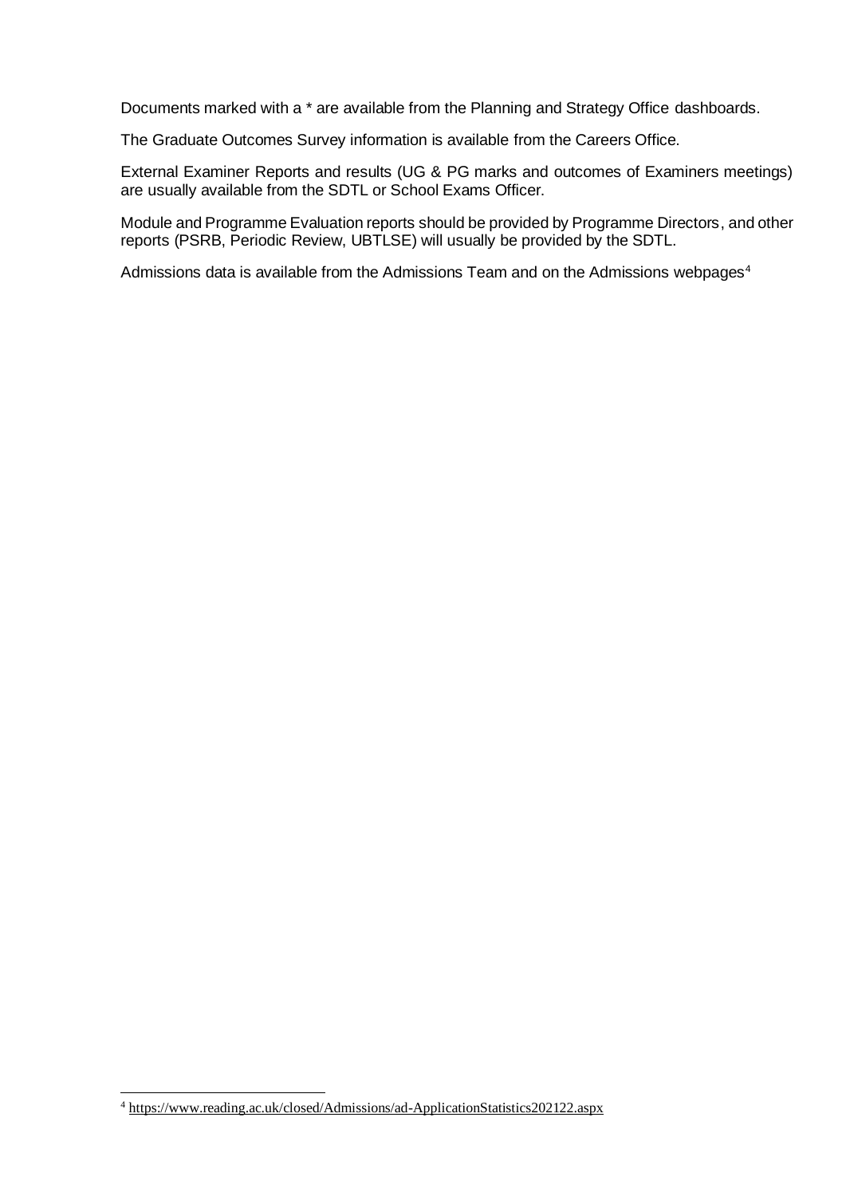Documents marked with a * are available from the Planning and Strategy Office dashboards.

The Graduate Outcomes Survey information is available from the Careers Office.

External Examiner Reports and results (UG & PG marks and outcomes of Examiners meetings) are usually available from the SDTL or School Exams Officer.

Module and Programme Evaluation reports should be provided by Programme Directors, and other reports (PSRB, Periodic Review, UBTLSE) will usually be provided by the SDTL.

Admissions data is available from the Admissions Team and on the Admissions webpages[4]

---

[4] https://www.reading.ac.uk/closed/Admissions/ad-ApplicationStatistics202122.aspx